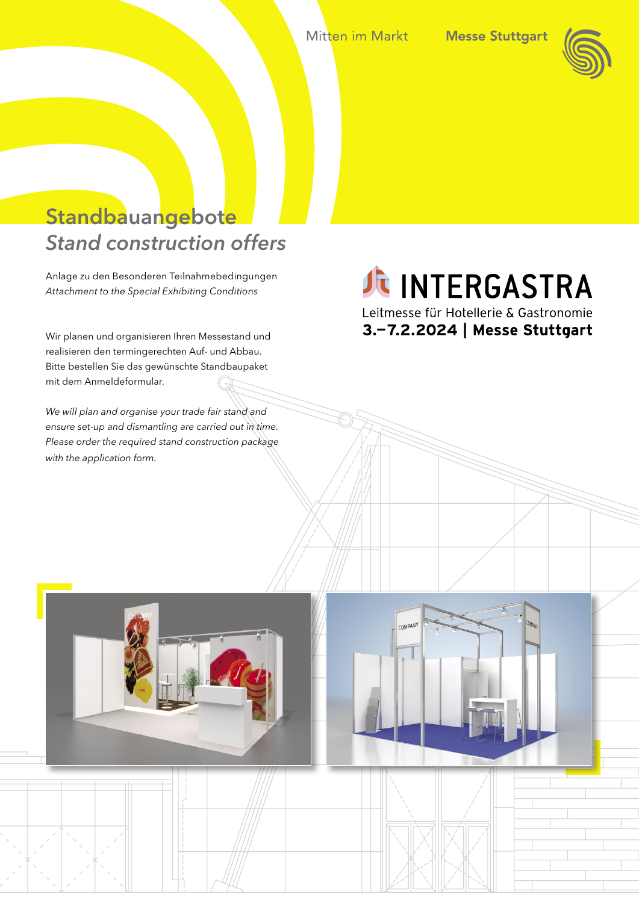Mitten im Markt

Messe Stuttgart

# Standbauangebote
# *Stand construction offers*

Anlage zu den Besonderen Teilnahmebedingungen
*Attachment to the Special Exhibiting Conditions*

INTERGASTRA
Leitmesse für Hotellerie & Gastronomie
**3.–7.2.2024 | Messe Stuttgart**

Wir planen und organisieren Ihren Messestand und realisieren den termingerechten Auf- und Abbau. Bitte bestellen Sie das gewünschte Standbaupaket mit dem Anmeldeformular.

*We will plan and organise your trade fair stand and ensure set-up and dismantling are carried out in time. Please order the required stand construction package with the application form.*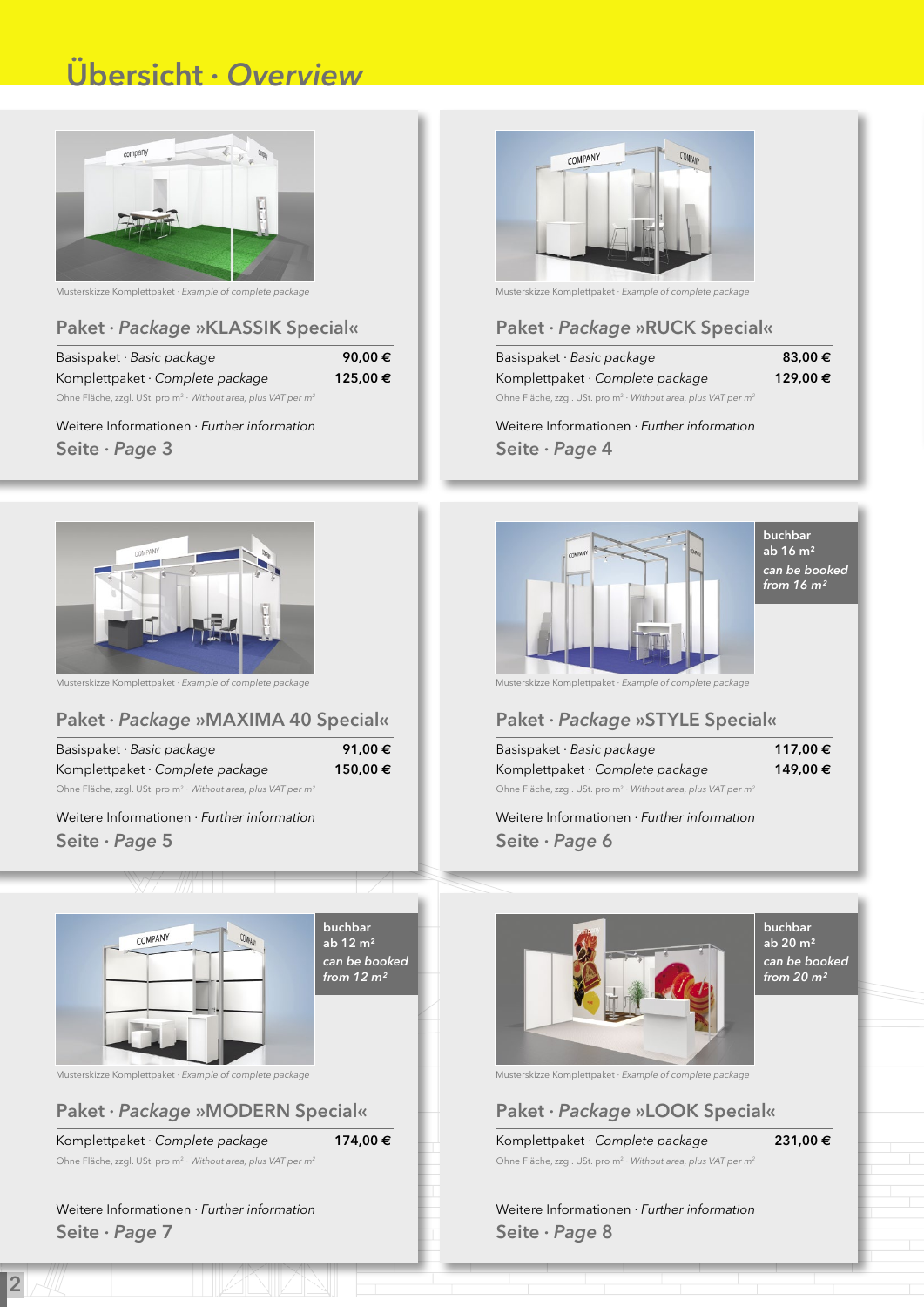# Übersicht · *Overview*

Musterskizze Komplettpaket · *Example of complete package*

## Paket · *Package* »KLASSIK Special«

| | |
|---|---|
| Basispaket · *Basic package* | 90,00 € |
| Komplettpaket · *Complete package* | 125,00 € |

Ohne Fläche, zzgl. USt. pro m² · *Without area, plus VAT per m²*

Weitere Informationen · *Further information*

Seite · *Page* 3

Musterskizze Komplettpaket · *Example of complete package*

## Paket · *Package* »RUCK Special«

| | |
|---|---|
| Basispaket · *Basic package* | 83,00 € |
| Komplettpaket · *Complete package* | 129,00 € |

Ohne Fläche, zzgl. USt. pro m² · *Without area, plus VAT per m²*

Weitere Informationen · *Further information*

Seite · *Page* 4

Musterskizze Komplettpaket · *Example of complete package*

## Paket · *Package* »MAXIMA 40 Special«

| | |
|---|---|
| Basispaket · *Basic package* | 91,00 € |
| Komplettpaket · *Complete package* | 150,00 € |

Ohne Fläche, zzgl. USt. pro m² · *Without area, plus VAT per m²*

Weitere Informationen · *Further information*

Seite · *Page* 5

buchbar ab 16 m² *can be booked from 16 m²*

Musterskizze Komplettpaket · *Example of complete package*

## Paket · *Package* »STYLE Special«

| | |
|---|---|
| Basispaket · *Basic package* | 117,00 € |
| Komplettpaket · *Complete package* | 149,00 € |

Ohne Fläche, zzgl. USt. pro m² · *Without area, plus VAT per m²*

Weitere Informationen · *Further information*

Seite · *Page* 6

buchbar ab 12 m² *can be booked from 12 m²*

Musterskizze Komplettpaket · *Example of complete package*

## Paket · *Package* »MODERN Special«

| | |
|---|---|
| Komplettpaket · *Complete package* | 174,00 € |

Ohne Fläche, zzgl. USt. pro m² · *Without area, plus VAT per m²*

Weitere Informationen · *Further information*

Seite · *Page* 7

buchbar ab 20 m² *can be booked from 20 m²*

Musterskizze Komplettpaket · *Example of complete package*

## Paket · *Package* »LOOK Special«

| | |
|---|---|
| Komplettpaket · *Complete package* | 231,00 € |

Ohne Fläche, zzgl. USt. pro m² · *Without area, plus VAT per m²*

Weitere Informationen · *Further information*

Seite · *Page* 8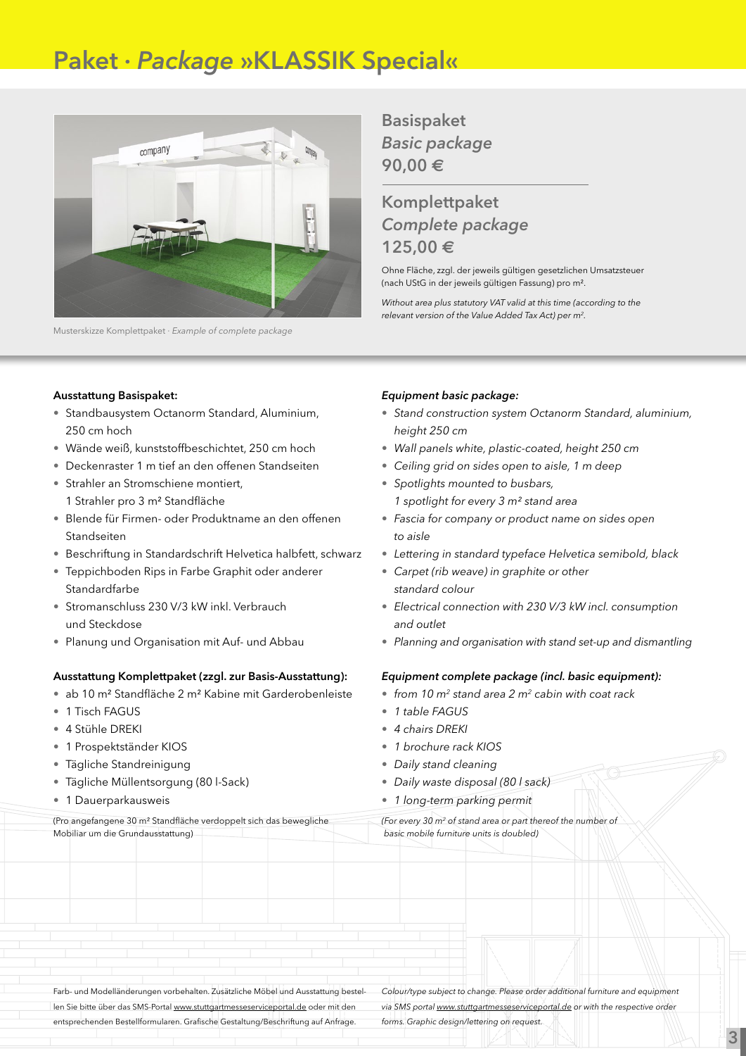# Paket · *Package* »KLASSIK Special«

Musterskizze Komplettpaket · *Example of complete package*

## Basispaket
## *Basic package*
## 90,00 €

## Komplettpaket
## *Complete package*
## 125,00 €

Ohne Fläche, zzgl. der jeweils gültigen gesetzlichen Umsatzsteuer (nach UStG in der jeweils gültigen Fassung) pro m².

*Without area plus statutory VAT valid at this time (according to the relevant version of the Value Added Tax Act) per m².*

**Ausstattung Basispaket:**

- Standbausystem Octanorm Standard, Aluminium, 250 cm hoch
- Wände weiß, kunststoffbeschichtet, 250 cm hoch
- Deckenraster 1 m tief an den offenen Standseiten
- Strahler an Stromschiene montiert, 1 Strahler pro 3 m² Standfläche
- Blende für Firmen- oder Produktname an den offenen Standseiten
- Beschriftung in Standardschrift Helvetica halbfett, schwarz
- Teppichboden Rips in Farbe Graphit oder anderer Standardfarbe
- Stromanschluss 230 V/3 kW inkl. Verbrauch und Steckdose
- Planung und Organisation mit Auf- und Abbau

***Equipment basic package:***

- *Stand construction system Octanorm Standard, aluminium, height 250 cm*
- *Wall panels white, plastic-coated, height 250 cm*
- *Ceiling grid on sides open to aisle, 1 m deep*
- *Spotlights mounted to busbars, 1 spotlight for every 3 m² stand area*
- *Fascia for company or product name on sides open to aisle*
- *Lettering in standard typeface Helvetica semibold, black*
- *Carpet (rib weave) in graphite or other standard colour*
- *Electrical connection with 230 V/3 kW incl. consumption and outlet*
- *Planning and organisation with stand set-up and dismantling*

**Ausstattung Komplettpaket (zzgl. zur Basis-Ausstattung):**

- ab 10 m² Standfläche 2 m² Kabine mit Garderobenleiste
- 1 Tisch FAGUS
- 4 Stühle DREKI
- 1 Prospektständer KIOS
- Tägliche Standreinigung
- Tägliche Müllentsorgung (80 l-Sack)
- 1 Dauerparkausweis

(Pro angefangene 30 m² Standfläche verdoppelt sich das bewegliche Mobiliar um die Grundausstattung)

***Equipment complete package (incl. basic equipment):***

- *from 10 m² stand area 2 m² cabin with coat rack*
- *1 table FAGUS*
- *4 chairs DREKI*
- *1 brochure rack KIOS*
- *Daily stand cleaning*
- *Daily waste disposal (80 l sack)*
- *1 long-term parking permit*

*(For every 30 m² of stand area or part thereof the number of basic mobile furniture units is doubled)*

Farb- und Modelländerungen vorbehalten. Zusätzliche Möbel und Ausstattung bestellen Sie bitte über das SMS-Portal www.stuttgartmesseserviceportal.de oder mit den entsprechenden Bestellformularen. Grafische Gestaltung/Beschriftung auf Anfrage.

*Colour/type subject to change. Please order additional furniture and equipment via SMS portal www.stuttgartmesseserviceportal.de or with the respective order forms. Graphic design/lettering on request.*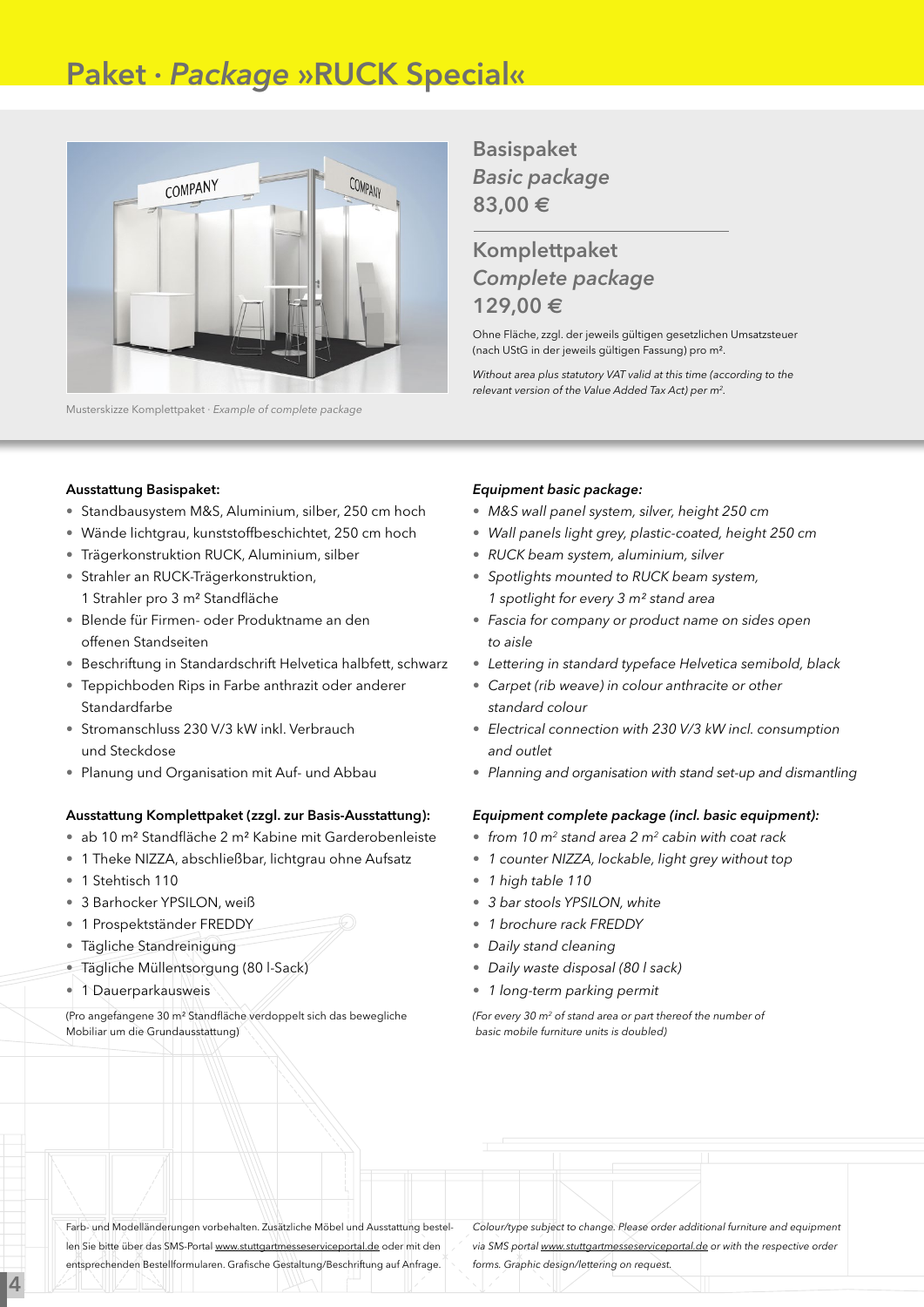# Paket · *Package* »RUCK Special«

Musterskizze Komplettpaket · *Example of complete package*

## Basispaket
## *Basic package*
## 83,00 €

## Komplettpaket
## *Complete package*
## 129,00 €

Ohne Fläche, zzgl. der jeweils gültigen gesetzlichen Umsatzsteuer (nach UStG in der jeweils gültigen Fassung) pro m².

*Without area plus statutory VAT valid at this time (according to the relevant version of the Value Added Tax Act) per m².*

**Ausstattung Basispaket:**

- Standbausystem M&S, Aluminium, silber, 250 cm hoch
- Wände lichtgrau, kunststoffbeschichtet, 250 cm hoch
- Trägerkonstruktion RUCK, Aluminium, silber
- Strahler an RUCK-Trägerkonstruktion, 1 Strahler pro 3 m² Standfläche
- Blende für Firmen- oder Produktname an den offenen Standseiten
- Beschriftung in Standardschrift Helvetica halbfett, schwarz
- Teppichboden Rips in Farbe anthrazit oder anderer Standardfarbe
- Stromanschluss 230 V/3 kW inkl. Verbrauch und Steckdose
- Planung und Organisation mit Auf- und Abbau

***Equipment basic package:***

- *M&S wall panel system, silver, height 250 cm*
- *Wall panels light grey, plastic-coated, height 250 cm*
- *RUCK beam system, aluminium, silver*
- *Spotlights mounted to RUCK beam system, 1 spotlight for every 3 m² stand area*
- *Fascia for company or product name on sides open to aisle*
- *Lettering in standard typeface Helvetica semibold, black*
- *Carpet (rib weave) in colour anthracite or other standard colour*
- *Electrical connection with 230 V/3 kW incl. consumption and outlet*
- *Planning and organisation with stand set-up and dismantling*

**Ausstattung Komplettpaket (zzgl. zur Basis-Ausstattung):**

- ab 10 m² Standfläche 2 m² Kabine mit Garderobenleiste
- 1 Theke NIZZA, abschließbar, lichtgrau ohne Aufsatz
- 1 Stehtisch 110
- 3 Barhocker YPSILON, weiß
- 1 Prospektständer FREDDY
- Tägliche Standreinigung
- Tägliche Müllentsorgung (80 l-Sack)
- 1 Dauerparkausweis

(Pro angefangene 30 m² Standfläche verdoppelt sich das bewegliche Mobiliar um die Grundausstattung)

***Equipment complete package (incl. basic equipment):***

- *from 10 m² stand area 2 m² cabin with coat rack*
- *1 counter NIZZA, lockable, light grey without top*
- *1 high table 110*
- *3 bar stools YPSILON, white*
- *1 brochure rack FREDDY*
- *Daily stand cleaning*
- *Daily waste disposal (80 l sack)*
- *1 long-term parking permit*

*(For every 30 m² of stand area or part thereof the number of basic mobile furniture units is doubled)*

Farb- und Modelländerungen vorbehalten. Zusätzliche Möbel und Ausstattung bestellen Sie bitte über das SMS-Portal www.stuttgartmesseserviceportal.de oder mit den entsprechenden Bestellformularen. Grafische Gestaltung/Beschriftung auf Anfrage.

*Colour/type subject to change. Please order additional furniture and equipment via SMS portal www.stuttgartmesseserviceportal.de or with the respective order forms. Graphic design/lettering on request.*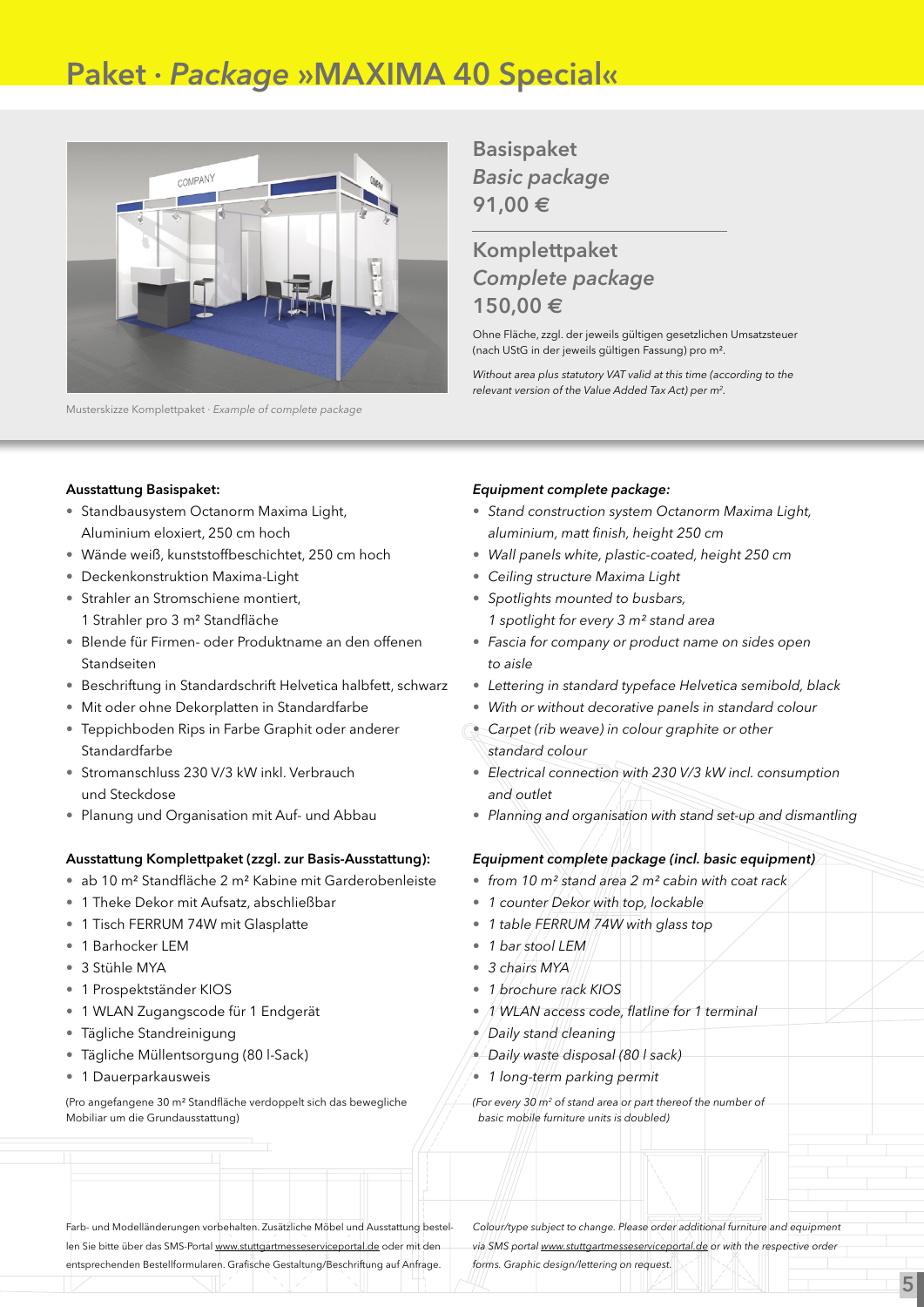# Paket · *Package* »MAXIMA 40 Special«

Musterskizze Komplettpaket · *Example of complete package*

## Basispaket
## *Basic package*
## 91,00 €

## Komplettpaket
## *Complete package*
## 150,00 €

Ohne Fläche, zzgl. der jeweils gültigen gesetzlichen Umsatzsteuer (nach UStG in der jeweils gültigen Fassung) pro m².

*Without area plus statutory VAT valid at this time (according to the relevant version of the Value Added Tax Act) per m².*

**Ausstattung Basispaket:**

- Standbausystem Octanorm Maxima Light, Aluminium eloxiert, 250 cm hoch
- Wände weiß, kunststoffbeschichtet, 250 cm hoch
- Deckenkonstruktion Maxima-Light
- Strahler an Stromschiene montiert, 1 Strahler pro 3 m² Standfläche
- Blende für Firmen- oder Produktname an den offenen Standseiten
- Beschriftung in Standardschrift Helvetica halbfett, schwarz
- Mit oder ohne Dekorplatten in Standardfarbe
- Teppichboden Rips in Farbe Graphit oder anderer Standardfarbe
- Stromanschluss 230 V/3 kW inkl. Verbrauch und Steckdose
- Planung und Organisation mit Auf- und Abbau

**Ausstattung Komplettpaket (zzgl. zur Basis-Ausstattung):**

- ab 10 m² Standfläche 2 m² Kabine mit Garderobenleiste
- 1 Theke Dekor mit Aufsatz, abschließbar
- 1 Tisch FERRUM 74W mit Glasplatte
- 1 Barhocker LEM
- 3 Stühle MYA
- 1 Prospektständer KIOS
- 1 WLAN Zugangscode für 1 Endgerät
- Tägliche Standreinigung
- Tägliche Müllentsorgung (80 l-Sack)
- 1 Dauerparkausweis

(Pro angefangene 30 m² Standfläche verdoppelt sich das bewegliche Mobiliar um die Grundausstattung)

***Equipment complete package:***

- *Stand construction system Octanorm Maxima Light, aluminium, matt finish, height 250 cm*
- *Wall panels white, plastic-coated, height 250 cm*
- *Ceiling structure Maxima Light*
- *Spotlights mounted to busbars, 1 spotlight for every 3 m² stand area*
- *Fascia for company or product name on sides open to aisle*
- *Lettering in standard typeface Helvetica semibold, black*
- *With or without decorative panels in standard colour*
- *Carpet (rib weave) in colour graphite or other standard colour*
- *Electrical connection with 230 V/3 kW incl. consumption and outlet*
- *Planning and organisation with stand set-up and dismantling*

***Equipment complete package (incl. basic equipment)***

- *from 10 m² stand area 2 m² cabin with coat rack*
- *1 counter Dekor with top, lockable*
- *1 table FERRUM 74W with glass top*
- *1 bar stool LEM*
- *3 chairs MYA*
- *1 brochure rack KIOS*
- *1 WLAN access code, flatline for 1 terminal*
- *Daily stand cleaning*
- *Daily waste disposal (80 l sack)*
- *1 long-term parking permit*

*(For every 30 m² of stand area or part thereof the number of basic mobile furniture units is doubled)*

Farb- und Modelländerungen vorbehalten. Zusätzliche Möbel und Ausstattung bestellen Sie bitte über das SMS-Portal www.stuttgartmesseserviceportal.de oder mit den entsprechenden Bestellformularen. Grafische Gestaltung/Beschriftung auf Anfrage.

*Colour/type subject to change. Please order additional furniture and equipment via SMS portal www.stuttgartmesseserviceportal.de or with the respective order forms. Graphic design/lettering on request.*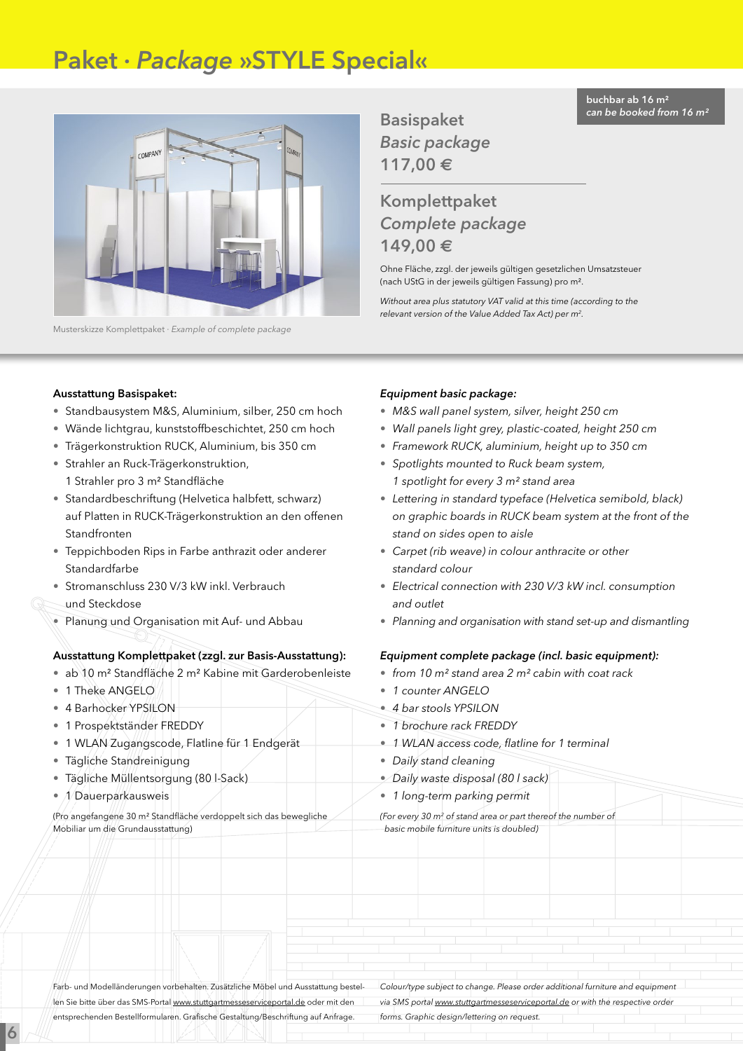# Paket · *Package* »STYLE Special«

**buchbar ab 16 m²**
*can be booked from 16 m²*

Musterskizze Komplettpaket · *Example of complete package*

## Basispaket
## *Basic package*
## 117,00 €

## Komplettpaket
## *Complete package*
## 149,00 €

Ohne Fläche, zzgl. der jeweils gültigen gesetzlichen Umsatzsteuer (nach UStG in der jeweils gültigen Fassung) pro m².

*Without area plus statutory VAT valid at this time (according to the relevant version of the Value Added Tax Act) per m².*

**Ausstattung Basispaket:**

- Standbausystem M&S, Aluminium, silber, 250 cm hoch
- Wände lichtgrau, kunststoffbeschichtet, 250 cm hoch
- Trägerkonstruktion RUCK, Aluminium, bis 350 cm
- Strahler an Ruck-Trägerkonstruktion, 1 Strahler pro 3 m² Standfläche
- Standardbeschriftung (Helvetica halbfett, schwarz) auf Platten in RUCK-Trägerkonstruktion an den offenen Standfronten
- Teppichboden Rips in Farbe anthrazit oder anderer Standardfarbe
- Stromanschluss 230 V/3 kW inkl. Verbrauch und Steckdose
- Planung und Organisation mit Auf- und Abbau

**Ausstattung Komplettpaket (zzgl. zur Basis-Ausstattung):**

- ab 10 m² Standfläche 2 m² Kabine mit Garderobenleiste
- 1 Theke ANGELO
- 4 Barhocker YPSILON
- 1 Prospektständer FREDDY
- 1 WLAN Zugangscode, Flatline für 1 Endgerät
- Tägliche Standreinigung
- Tägliche Müllentsorgung (80 l-Sack)
- 1 Dauerparkausweis

(Pro angefangene 30 m² Standfläche verdoppelt sich das bewegliche Mobiliar um die Grundausstattung)

***Equipment basic package:***

- *M&S wall panel system, silver, height 250 cm*
- *Wall panels light grey, plastic-coated, height 250 cm*
- *Framework RUCK, aluminium, height up to 350 cm*
- *Spotlights mounted to Ruck beam system, 1 spotlight for every 3 m² stand area*
- *Lettering in standard typeface (Helvetica semibold, black) on graphic boards in RUCK beam system at the front of the stand on sides open to aisle*
- *Carpet (rib weave) in colour anthracite or other standard colour*
- *Electrical connection with 230 V/3 kW incl. consumption and outlet*
- *Planning and organisation with stand set-up and dismantling*

***Equipment complete package (incl. basic equipment):***

- *from 10 m² stand area 2 m² cabin with coat rack*
- *1 counter ANGELO*
- *4 bar stools YPSILON*
- *1 brochure rack FREDDY*
- *1 WLAN access code, flatline for 1 terminal*
- *Daily stand cleaning*
- *Daily waste disposal (80 l sack)*
- *1 long-term parking permit*

*(For every 30 m² of stand area or part thereof the number of basic mobile furniture units is doubled)*

Farb- und Modelländerungen vorbehalten. Zusätzliche Möbel und Ausstattung bestellen Sie bitte über das SMS-Portal www.stuttgartmesseserviceportal.de oder mit den entsprechenden Bestellformularen. Grafische Gestaltung/Beschriftung auf Anfrage.

*Colour/type subject to change. Please order additional furniture and equipment via SMS portal www.stuttgartmesseserviceportal.de or with the respective order forms. Graphic design/lettering on request.*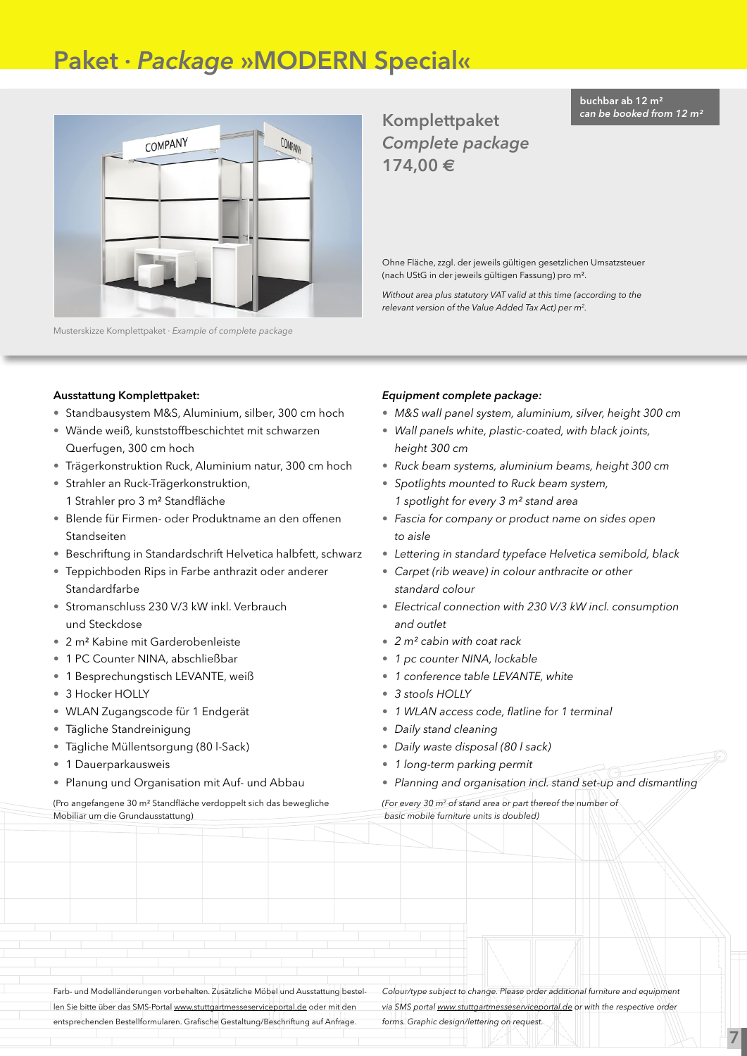# Paket · *Package* »MODERN Special«

**buchbar ab 12 m²**
***can be booked from 12 m²***

## Komplettpaket
## *Complete package*
## 174,00 €

Ohne Fläche, zzgl. der jeweils gültigen gesetzlichen Umsatzsteuer (nach UStG in der jeweils gültigen Fassung) pro m².

*Without area plus statutory VAT valid at this time (according to the relevant version of the Value Added Tax Act) per m².*

Musterskizze Komplettpaket · *Example of complete package*

**Ausstattung Komplettpaket:**

- Standbausystem M&S, Aluminium, silber, 300 cm hoch
- Wände weiß, kunststoffbeschichtet mit schwarzen Querfugen, 300 cm hoch
- Trägerkonstruktion Ruck, Aluminium natur, 300 cm hoch
- Strahler an Ruck-Trägerkonstruktion, 1 Strahler pro 3 m² Standfläche
- Blende für Firmen- oder Produktname an den offenen Standseiten
- Beschriftung in Standardschrift Helvetica halbfett, schwarz
- Teppichboden Rips in Farbe anthrazit oder anderer Standardfarbe
- Stromanschluss 230 V/3 kW inkl. Verbrauch und Steckdose
- 2 m² Kabine mit Garderobenleiste
- 1 PC Counter NINA, abschließbar
- 1 Besprechungstisch LEVANTE, weiß
- 3 Hocker HOLLY
- WLAN Zugangscode für 1 Endgerät
- Tägliche Standreinigung
- Tägliche Müllentsorgung (80 l-Sack)
- 1 Dauerparkausweis
- Planung und Organisation mit Auf- und Abbau

(Pro angefangene 30 m² Standfläche verdoppelt sich das bewegliche Mobiliar um die Grundausstattung)

***Equipment complete package:***

- *M&S wall panel system, aluminium, silver, height 300 cm*
- *Wall panels white, plastic-coated, with black joints, height 300 cm*
- *Ruck beam systems, aluminium beams, height 300 cm*
- *Spotlights mounted to Ruck beam system, 1 spotlight for every 3 m² stand area*
- *Fascia for company or product name on sides open to aisle*
- *Lettering in standard typeface Helvetica semibold, black*
- *Carpet (rib weave) in colour anthracite or other standard colour*
- *Electrical connection with 230 V/3 kW incl. consumption and outlet*
- *2 m² cabin with coat rack*
- *1 pc counter NINA, lockable*
- *1 conference table LEVANTE, white*
- *3 stools HOLLY*
- *1 WLAN access code, flatline for 1 terminal*
- *Daily stand cleaning*
- *Daily waste disposal (80 l sack)*
- *1 long-term parking permit*
- *Planning and organisation incl. stand set-up and dismantling*

*(For every 30 m² of stand area or part thereof the number of basic mobile furniture units is doubled)*

Farb- und Modelländerungen vorbehalten. Zusätzliche Möbel und Ausstattung bestellen Sie bitte über das SMS-Portal www.stuttgartmesseserviceportal.de oder mit den entsprechenden Bestellformularen. Grafische Gestaltung/Beschriftung auf Anfrage.

*Colour/type subject to change. Please order additional furniture and equipment via SMS portal www.stuttgartmesseserviceportal.de or with the respective order forms. Graphic design/lettering on request.*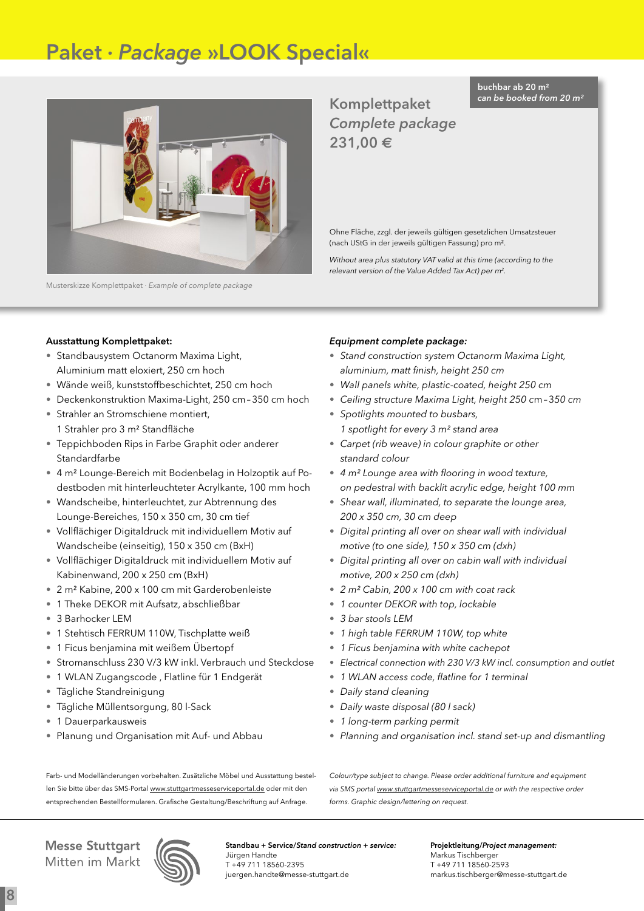# Paket · *Package* »LOOK Special«

Musterskizze Komplettpaket · *Example of complete package*

**buchbar ab 20 m²**
***can be booked from 20 m²***

## Komplettpaket
## *Complete package*
## 231,00 €

Ohne Fläche, zzgl. der jeweils gültigen gesetzlichen Umsatzsteuer (nach UStG in der jeweils gültigen Fassung) pro m².

*Without area plus statutory VAT valid at this time (according to the relevant version of the Value Added Tax Act) per m².*

**Ausstattung Komplettpaket:**

- Standbausystem Octanorm Maxima Light, Aluminium matt eloxiert, 250 cm hoch
- Wände weiß, kunststoffbeschichtet, 250 cm hoch
- Deckenkonstruktion Maxima-Light, 250 cm – 350 cm hoch
- Strahler an Stromschiene montiert, 1 Strahler pro 3 m² Standfläche
- Teppichboden Rips in Farbe Graphit oder anderer Standardfarbe
- 4 m² Lounge-Bereich mit Bodenbelag in Holzoptik auf Podestboden mit hinterleuchteter Acrylkante, 100 mm hoch
- Wandscheibe, hinterleuchtet, zur Abtrennung des Lounge-Bereiches, 150 x 350 cm, 30 cm tief
- Vollflächiger Digitaldruck mit individuellem Motiv auf Wandscheibe (einseitig), 150 x 350 cm (BxH)
- Vollflächiger Digitaldruck mit individuellem Motiv auf Kabinenwand, 200 x 250 cm (BxH)
- 2 m² Kabine, 200 x 100 cm mit Garderobenleiste
- 1 Theke DEKOR mit Aufsatz, abschließbar
- 3 Barhocker LEM
- 1 Stehtisch FERRUM 110W, Tischplatte weiß
- 1 Ficus benjamina mit weißem Übertopf
- Stromanschluss 230 V/3 kW inkl. Verbrauch und Steckdose
- 1 WLAN Zugangscode , Flatline für 1 Endgerät
- Tägliche Standreinigung
- Tägliche Müllentsorgung, 80 l-Sack
- 1 Dauerparkausweis
- Planung und Organisation mit Auf- und Abbau

***Equipment complete package:***

- *Stand construction system Octanorm Maxima Light, aluminium, matt finish, height 250 cm*
- *Wall panels white, plastic-coated, height 250 cm*
- *Ceiling structure Maxima Light, height 250 cm – 350 cm*
- *Spotlights mounted to busbars, 1 spotlight for every 3 m² stand area*
- *Carpet (rib weave) in colour graphite or other standard colour*
- *4 m² Lounge area with flooring in wood texture, on pedestral with backlit acrylic edge, height 100 mm*
- *Shear wall, illuminated, to separate the lounge area, 200 x 350 cm, 30 cm deep*
- *Digital printing all over on shear wall with individual motive (to one side), 150 x 350 cm (dxh)*
- *Digital printing all over on cabin wall with individual motive, 200 x 250 cm (dxh)*
- *2 m² Cabin, 200 x 100 cm with coat rack*
- *1 counter DEKOR with top, lockable*
- *3 bar stools LEM*
- *1 high table FERRUM 110W, top white*
- *1 Ficus benjamina with white cachepot*
- *Electrical connection with 230 V/3 kW incl. consumption and outlet*
- *1 WLAN access code, flatline for 1 terminal*
- *Daily stand cleaning*
- *Daily waste disposal (80 l sack)*
- *1 long-term parking permit*
- *Planning and organisation incl. stand set-up and dismantling*

Farb- und Modelländerungen vorbehalten. Zusätzliche Möbel und Ausstattung bestellen Sie bitte über das SMS-Portal www.stuttgartmesseserviceportal.de oder mit den entsprechenden Bestellformularen. Grafische Gestaltung/Beschriftung auf Anfrage.

*Colour/type subject to change. Please order additional furniture and equipment via SMS portal www.stuttgartmesseserviceportal.de or with the respective order forms. Graphic design/lettering on request.*

Messe Stuttgart
Mitten im Markt

**Standbau + Service/*Stand construction + service:***
Jürgen Handte
T +49 711 18560-2395
juergen.handte@messe-stuttgart.de

**Projektleitung/*Project management:***
Markus Tischberger
T +49 711 18560-2593
markus.tischberger@messe-stuttgart.de